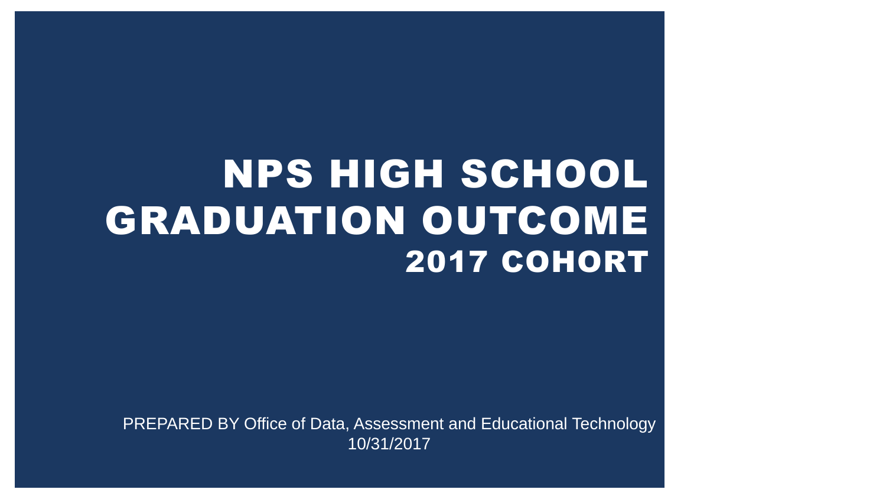# NPS HIGH SCHOOL GRADUATION OUTCOME

## 2017 COHORT

PREPARED BY Office of Data, Assessment and Educational Technology

10/31/2017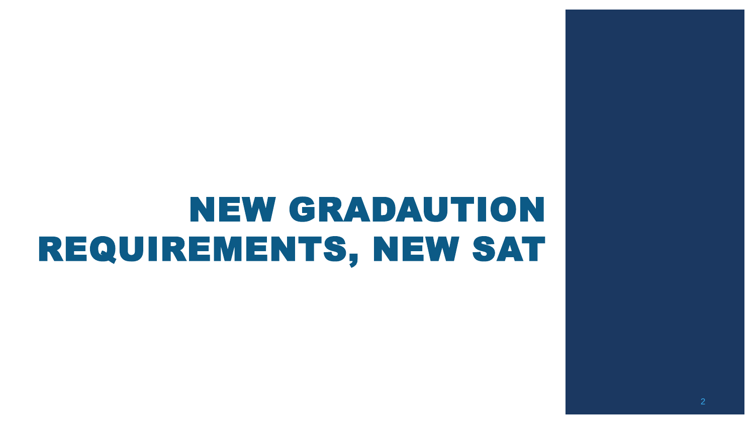# NEW GRADAUTION REQUIREMENTS, NEW SAT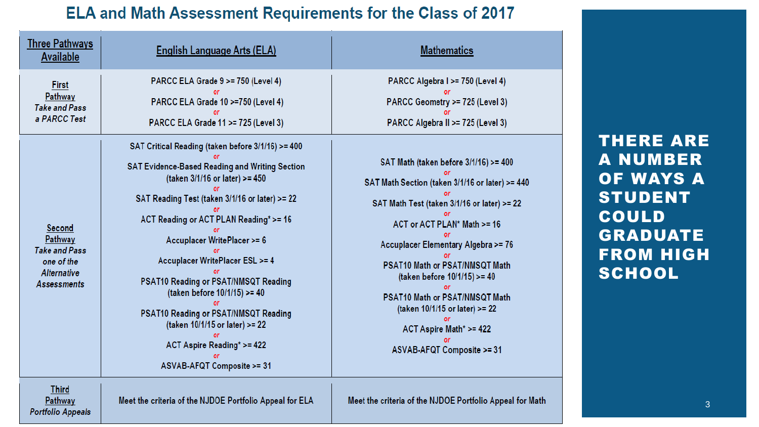# ELA and Math Assessment Requirements for the Class of 2017

| Three Pathways Available | English Language Arts (ELA) | Mathematics |
|---|---|---|
| **First Pathway** *Take and Pass a PARCC Test* | PARCC ELA Grade 9 >= 750 (Level 4) *or* PARCC ELA Grade 10 >=750 (Level 4) *or* PARCC ELA Grade 11 >= 725 (Level 3) | PARCC Algebra I >= 750 (Level 4) *or* PARCC Geometry >= 725 (Level 3) *or* PARCC Algebra II >= 725 (Level 3) |
| **Second Pathway** *Take and Pass one of the Alternative Assessments* | SAT Critical Reading (taken before 3/1/16) >= 400 *or* SAT Evidence-Based Reading and Writing Section (taken 3/1/16 or later) >= 450 *or* SAT Reading Test (taken 3/1/16 or later) >= 22 *or* ACT Reading or ACT PLAN Reading* >= 16 *or* Accuplacer WritePlacer >= 6 *or* Accuplacer WritePlacer ESL >= 4 *or* PSAT10 Reading or PSAT/NMSQT Reading (taken before 10/1/15) >= 40 *or* PSAT10 Reading or PSAT/NMSQT Reading (taken 10/1/15 or later) >= 22 *or* ACT Aspire Reading* >= 422 *or* ASVAB-AFQT Composite >= 31 | SAT Math (taken before 3/1/16) >= 400 *or* SAT Math Section (taken 3/1/16 or later) >= 440 *or* SAT Math Test (taken 3/1/16 or later) >= 22 *or* ACT or ACT PLAN* Math >= 16 *or* Accuplacer Elementary Algebra >= 76 *or* PSAT10 Math or PSAT/NMSQT Math (taken before 10/1/15) >= 40 *or* PSAT10 Math or PSAT/NMSQT Math (taken 10/1/15 or later) >= 22 *or* ACT Aspire Math* >= 422 *or* ASVAB-AFQT Composite >= 31 |
| **Third Pathway** *Portfolio Appeals* | Meet the criteria of the NJDOE Portfolio Appeal for ELA | Meet the criteria of the NJDOE Portfolio Appeal for Math |

**THERE ARE A NUMBER OF WAYS A STUDENT COULD GRADUATE FROM HIGH SCHOOL**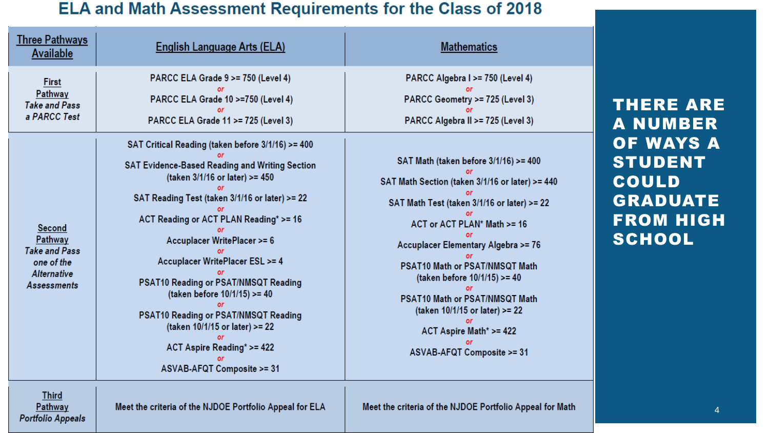# ELA and Math Assessment Requirements for the Class of 2018

| Three Pathways Available | English Language Arts (ELA) | Mathematics |
| --- | --- | --- |
| **First Pathway** *Take and Pass a PARCC Test* | PARCC ELA Grade 9 >= 750 (Level 4) *or* PARCC ELA Grade 10 >=750 (Level 4) *or* PARCC ELA Grade 11 >= 725 (Level 3) | PARCC Algebra I >= 750 (Level 4) *or* PARCC Geometry >= 725 (Level 3) *or* PARCC Algebra II >= 725 (Level 3) |
| **Second Pathway** *Take and Pass one of the Alternative Assessments* | SAT Critical Reading (taken before 3/1/16) >= 400 *or* SAT Evidence-Based Reading and Writing Section (taken 3/1/16 or later) >= 450 *or* SAT Reading Test (taken 3/1/16 or later) >= 22 *or* ACT Reading or ACT PLAN Reading* >= 16 *or* Accuplacer WritePlacer >= 6 *or* Accuplacer WritePlacer ESL >= 4 *or* PSAT10 Reading or PSAT/NMSQT Reading (taken before 10/1/15) >= 40 *or* PSAT10 Reading or PSAT/NMSQT Reading (taken 10/1/15 or later) >= 22 *or* ACT Aspire Reading* >= 422 *or* ASVAB-AFQT Composite >= 31 | SAT Math (taken before 3/1/16) >= 400 *or* SAT Math Section (taken 3/1/16 or later) >= 440 *or* SAT Math Test (taken 3/1/16 or later) >= 22 *or* ACT or ACT PLAN* Math >= 16 *or* Accuplacer Elementary Algebra >= 76 *or* PSAT10 Math or PSAT/NMSQT Math (taken before 10/1/15) >= 40 *or* PSAT10 Math or PSAT/NMSQT Math (taken 10/1/15 or later) >= 22 *or* ACT Aspire Math* >= 422 *or* ASVAB-AFQT Composite >= 31 |
| **Third Pathway** *Portfolio Appeals* | Meet the criteria of the NJDOE Portfolio Appeal for ELA | Meet the criteria of the NJDOE Portfolio Appeal for Math |

**THERE ARE A NUMBER OF WAYS A STUDENT COULD GRADUATE FROM HIGH SCHOOL**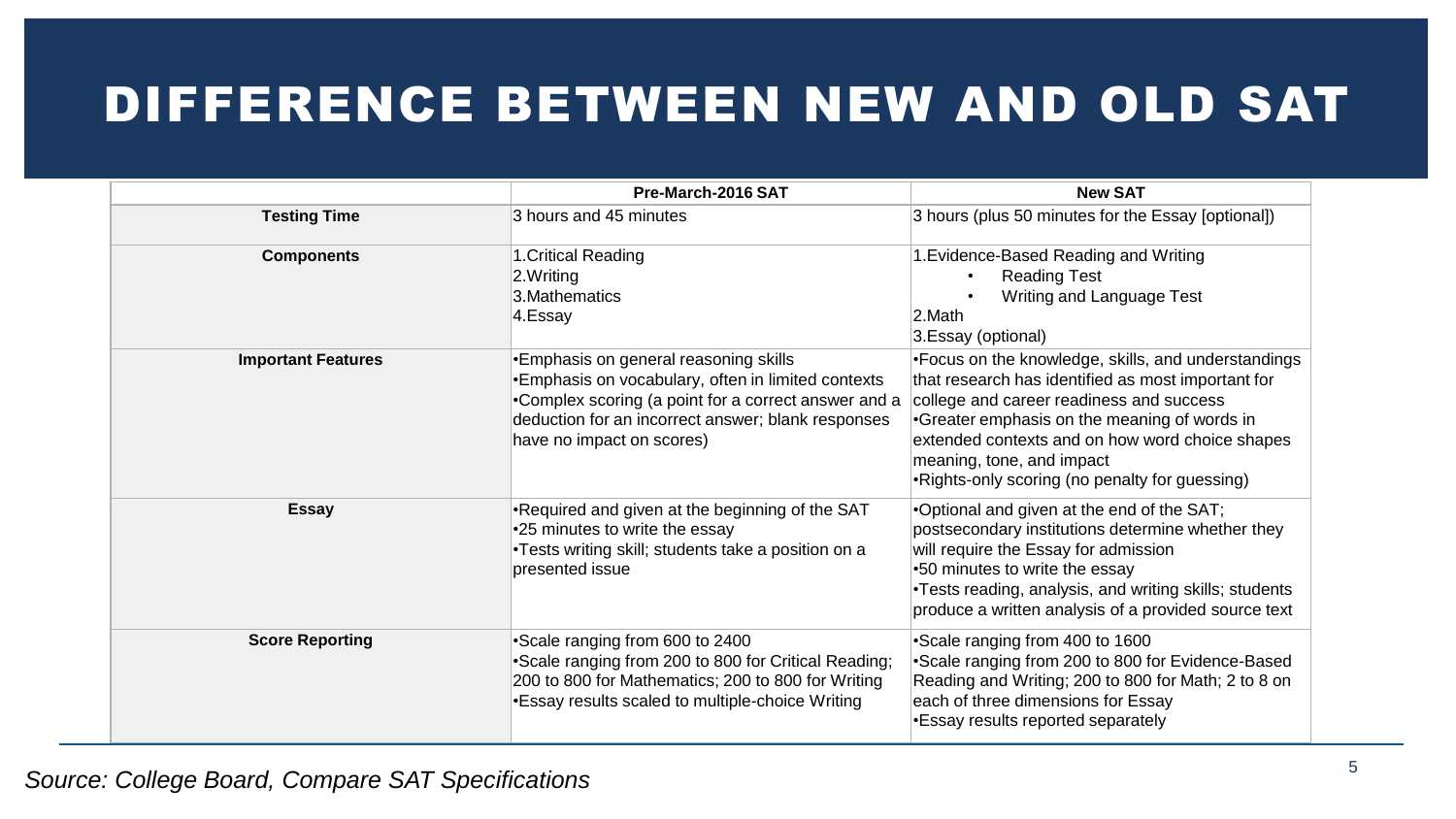# DIFFERENCE BETWEEN NEW AND OLD SAT

| | Pre-March-2016 SAT | New SAT |
|---|---|---|
| **Testing Time** | 3 hours and 45 minutes | 3 hours (plus 50 minutes for the Essay [optional]) |
| **Components** | 1.Critical Reading<br>2.Writing<br>3.Mathematics<br>4.Essay | 1.Evidence-Based Reading and Writing<br>• Reading Test<br>• Writing and Language Test<br>2.Math<br>3.Essay (optional) |
| **Important Features** | •Emphasis on general reasoning skills<br>•Emphasis on vocabulary, often in limited contexts<br>•Complex scoring (a point for a correct answer and a deduction for an incorrect answer; blank responses have no impact on scores) | •Focus on the knowledge, skills, and understandings that research has identified as most important for college and career readiness and success<br>•Greater emphasis on the meaning of words in extended contexts and on how word choice shapes meaning, tone, and impact<br>•Rights-only scoring (no penalty for guessing) |
| **Essay** | •Required and given at the beginning of the SAT<br>•25 minutes to write the essay<br>•Tests writing skill; students take a position on a presented issue | •Optional and given at the end of the SAT; postsecondary institutions determine whether they will require the Essay for admission<br>•50 minutes to write the essay<br>•Tests reading, analysis, and writing skills; students produce a written analysis of a provided source text |
| **Score Reporting** | •Scale ranging from 600 to 2400<br>•Scale ranging from 200 to 800 for Critical Reading; 200 to 800 for Mathematics; 200 to 800 for Writing<br>•Essay results scaled to multiple-choice Writing | •Scale ranging from 400 to 1600<br>•Scale ranging from 200 to 800 for Evidence-Based Reading and Writing; 200 to 800 for Math; 2 to 8 on each of three dimensions for Essay<br>•Essay results reported separately |

*Source: College Board, Compare SAT Specifications*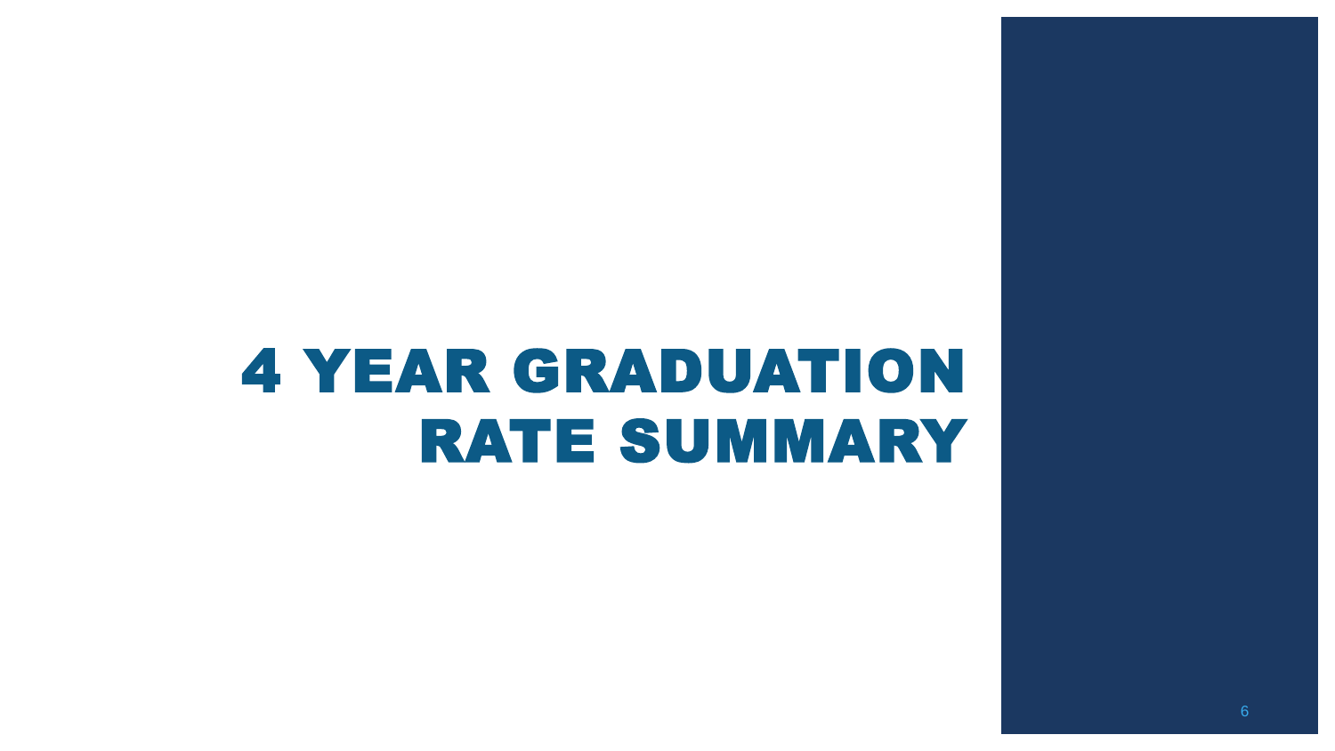# 4 YEAR GRADUATION RATE SUMMARY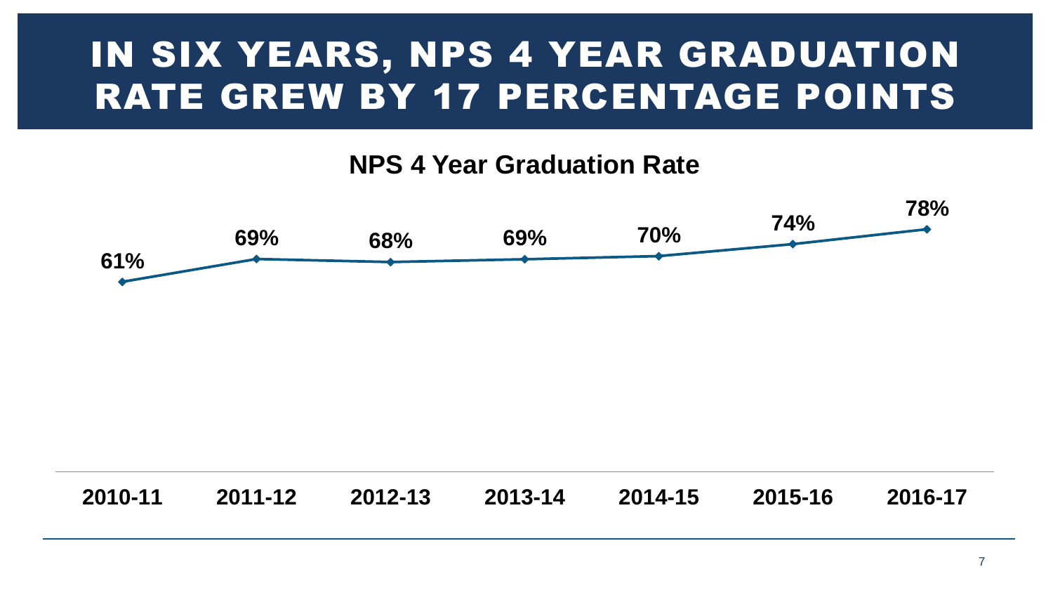# IN SIX YEARS, NPS 4 YEAR GRADUATION RATE GREW BY 17 PERCENTAGE POINTS

**NPS 4 Year Graduation Rate**

| 2010-11 | 2011-12 | 2012-13 | 2013-14 | 2014-15 | 2015-16 | 2016-17 |
|---|---|---|---|---|---|---|
| 61% | 69% | 68% | 69% | 70% | 74% | 78% |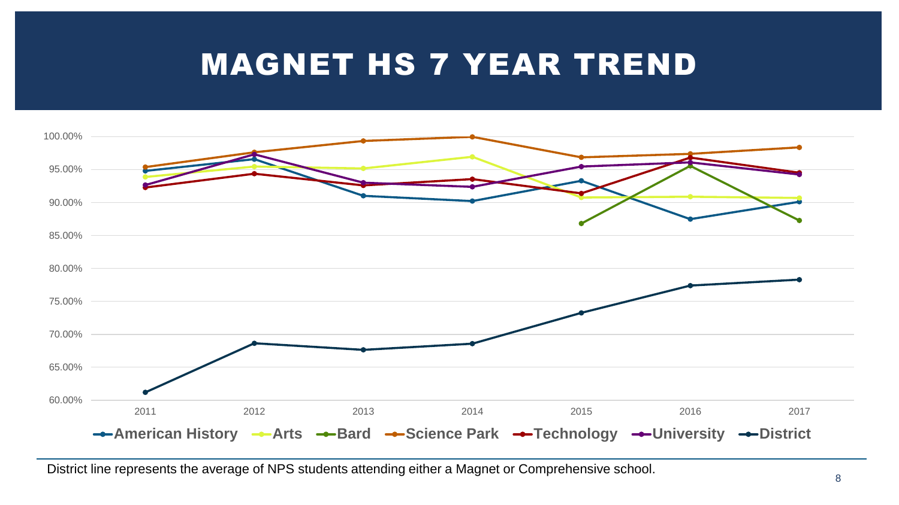# MAGNET HS 7 YEAR TREND

100.00%
95.00%
90.00%
85.00%
80.00%
75.00%
70.00%
65.00%
60.00%

2011 2012 2013 2014 2015 2016 2017

American History | Arts | Bard | Science Park | Technology | University | District

District line represents the average of NPS students attending either a Magnet or Comprehensive school.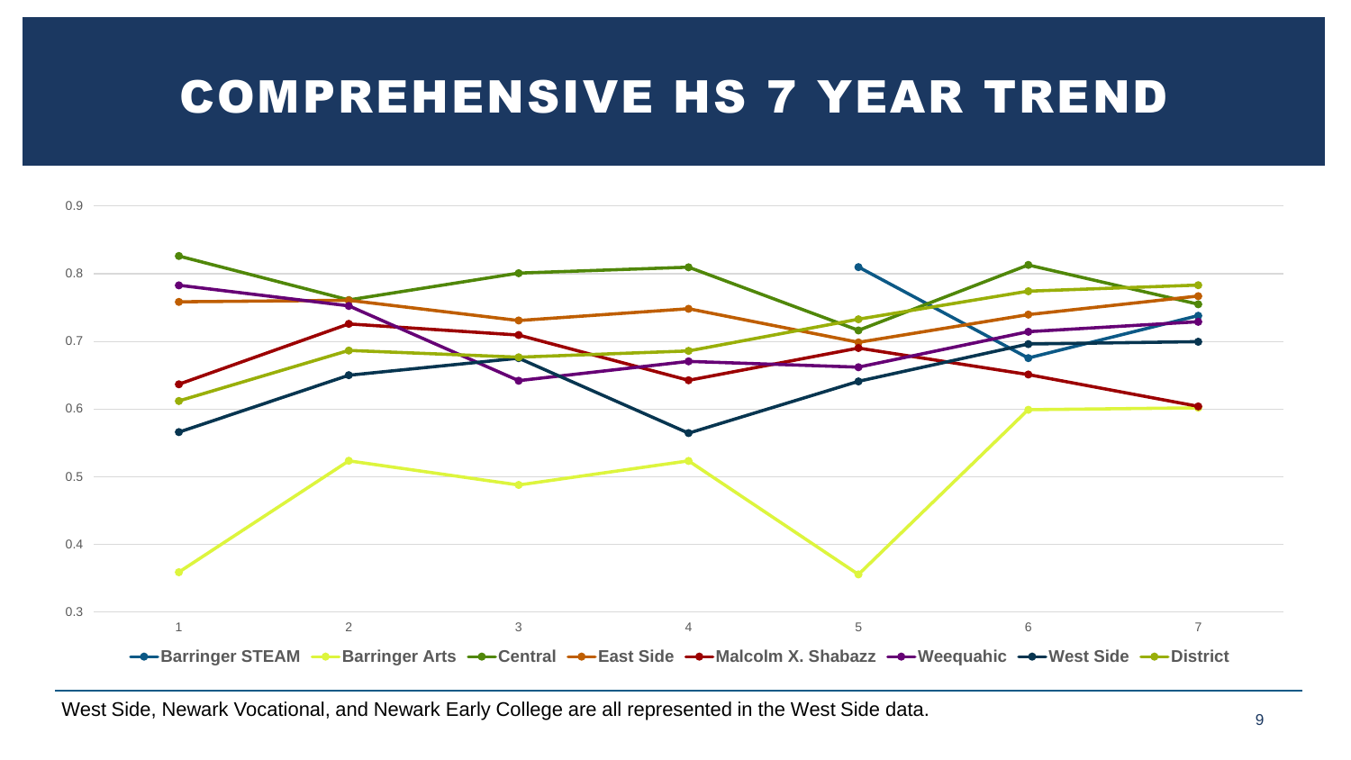# COMPREHENSIVE HS 7 YEAR TREND

West Side, Newark Vocational, and Newark Early College are all represented in the West Side data.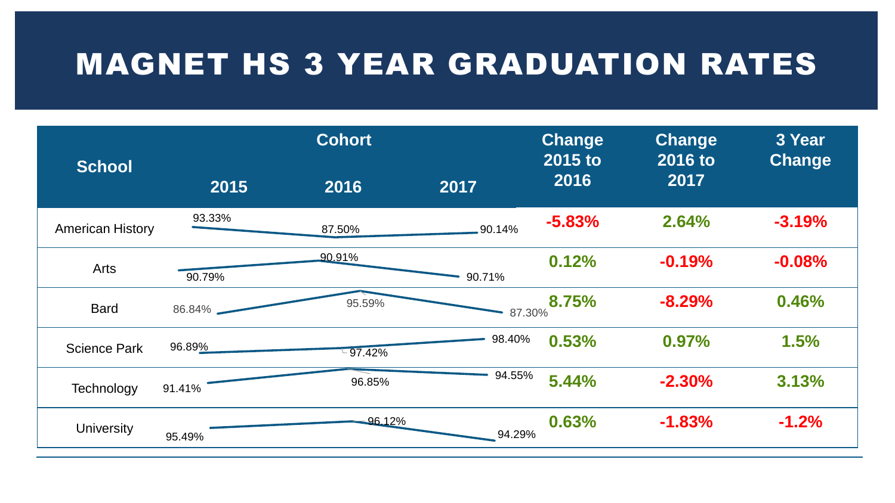# MAGNET HS 3 YEAR GRADUATION RATES

| School | Cohort | | | Change 2015 to 2016 | Change 2016 to 2017 | 3 Year Change |
|---|---|---|---|---|---|---|
| | 2015 | 2016 | 2017 | | | |
| American History | 93.33% | 87.50% | 90.14% | -5.83% | 2.64% | -3.19% |
| Arts | 90.79% | 90.91% | 90.71% | 0.12% | -0.19% | -0.08% |
| Bard | 86.84% | 95.59% | 87.30% | 8.75% | -8.29% | 0.46% |
| Science Park | 96.89% | 97.42% | 98.40% | 0.53% | 0.97% | 1.5% |
| Technology | 91.41% | 96.85% | 94.55% | 5.44% | -2.30% | 3.13% |
| University | 95.49% | 96.12% | 94.29% | 0.63% | -1.83% | -1.2% |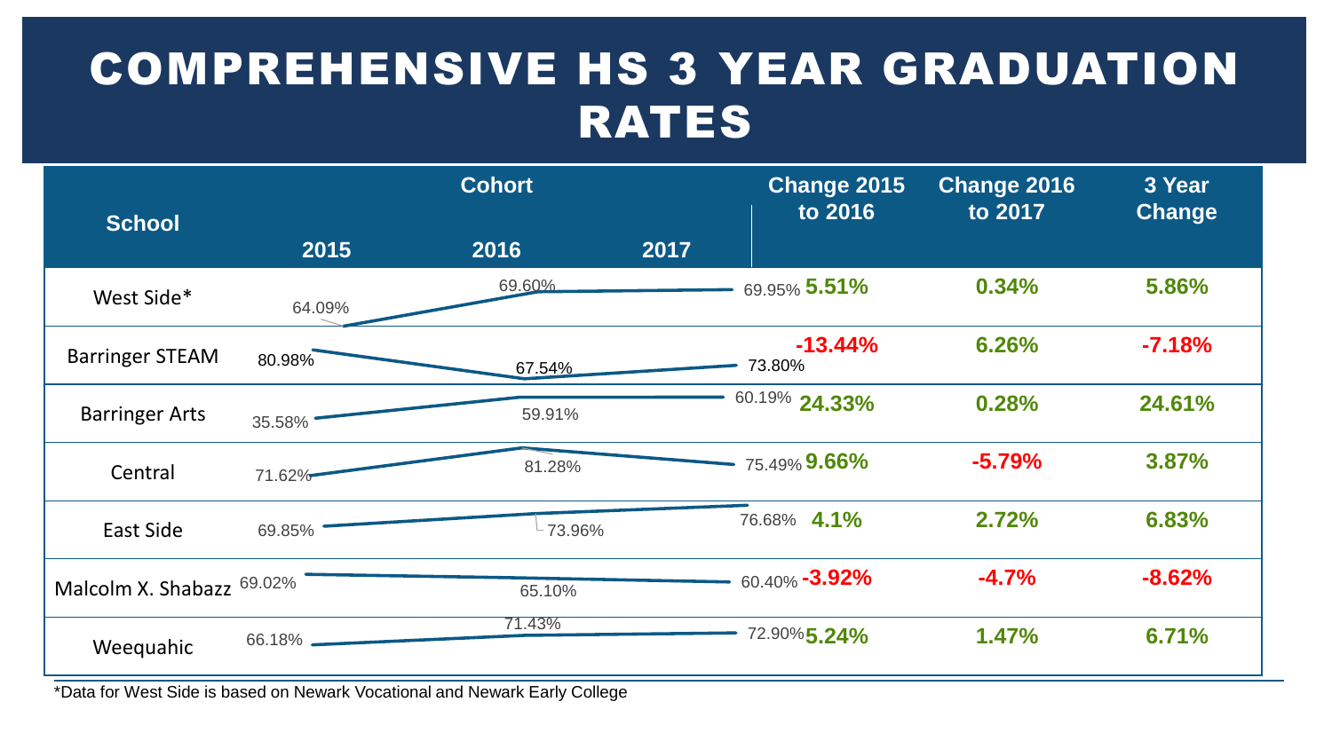# COMPREHENSIVE HS 3 YEAR GRADUATION RATES

| School | Cohort | | | Change 2015 to 2016 | Change 2016 to 2017 | 3 Year Change |
|---|---|---|---|---|---|---|
| | 2015 | 2016 | 2017 | | | |
| West Side* | 64.09% | 69.60% | 69.95% | 5.51% | 0.34% | 5.86% |
| Barringer STEAM | 80.98% | 67.54% | 73.80% | -13.44% | 6.26% | -7.18% |
| Barringer Arts | 35.58% | 59.91% | 60.19% | 24.33% | 0.28% | 24.61% |
| Central | 71.62% | 81.28% | 75.49% | 9.66% | -5.79% | 3.87% |
| East Side | 69.85% | 73.96% | 76.68% | 4.1% | 2.72% | 6.83% |
| Malcolm X. Shabazz | 69.02% | 65.10% | 60.40% | -3.92% | -4.7% | -8.62% |
| Weequahic | 66.18% | 71.43% | 72.90% | 5.24% | 1.47% | 6.71% |

*Data for West Side is based on Newark Vocational and Newark Early College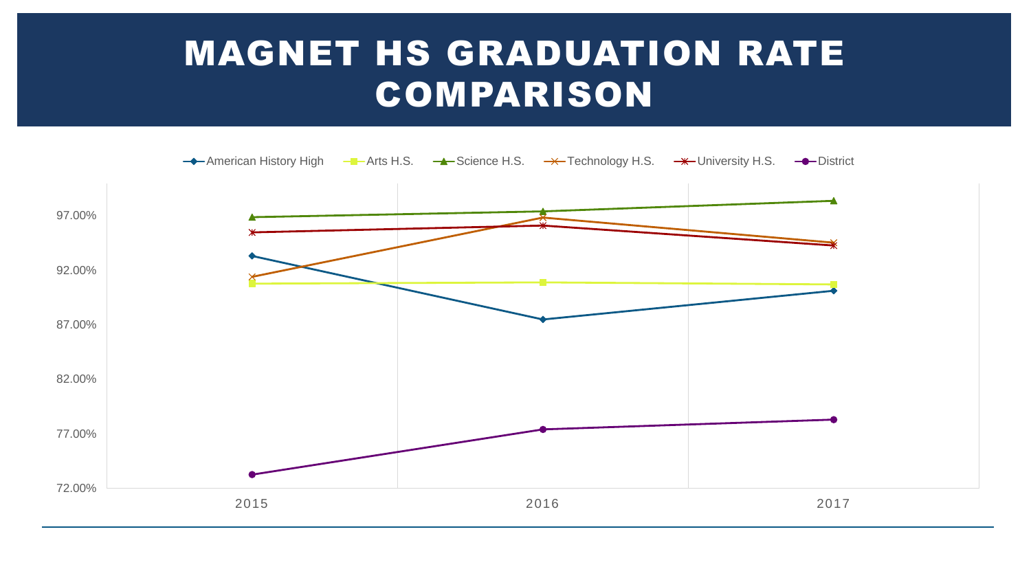# MAGNET HS GRADUATION RATE COMPARISON

American History High | Arts H.S. | Science H.S. | Technology H.S. | University H.S. | District

97.00%
92.00%
87.00%
82.00%
77.00%
72.00%

2015 | 2016 | 2017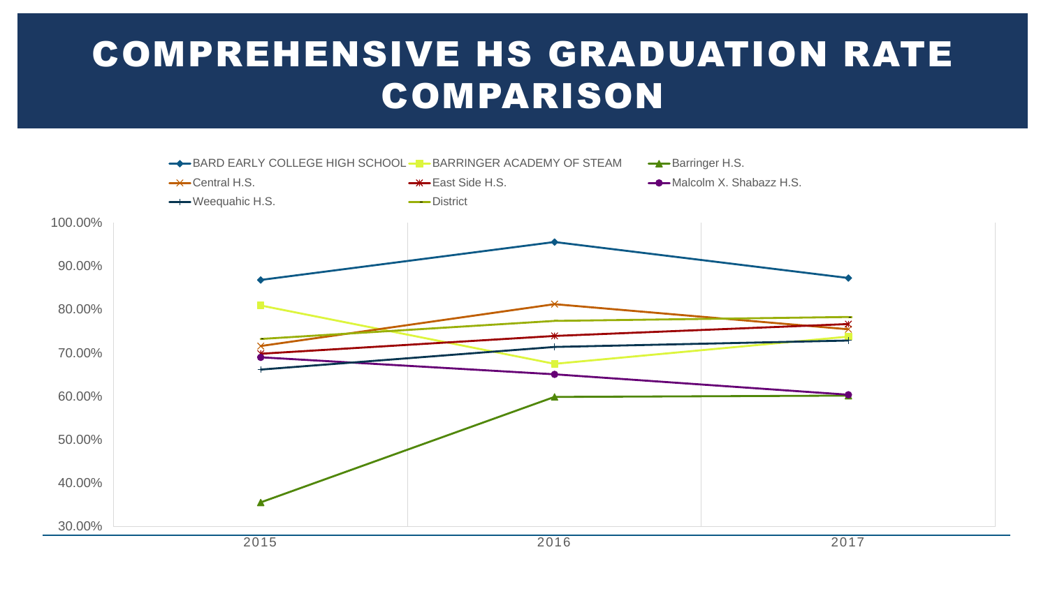# COMPREHENSIVE HS GRADUATION RATE COMPARISON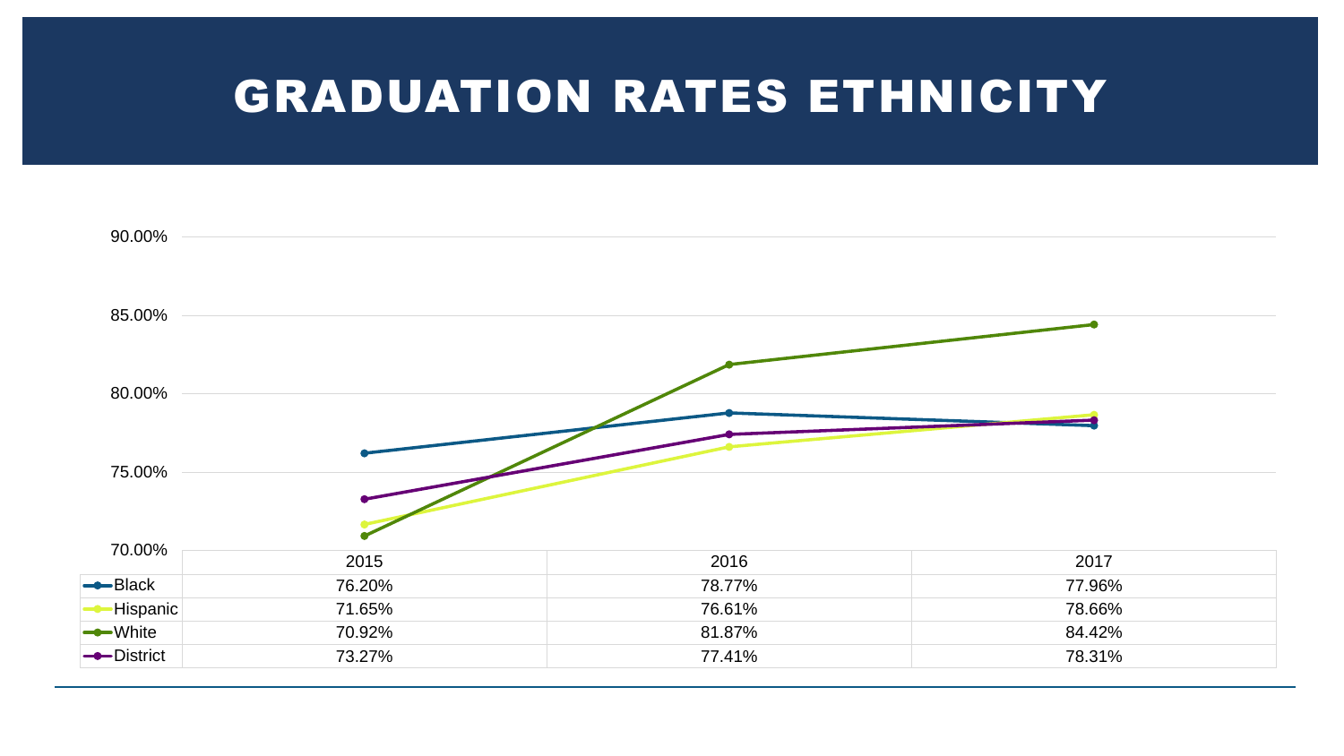# GRADUATION RATES ETHNICITY

| | 2015 | 2016 | 2017 |
|---|---|---|---|
| Black | 76.20% | 78.77% | 77.96% |
| Hispanic | 71.65% | 76.61% | 78.66% |
| White | 70.92% | 81.87% | 84.42% |
| District | 73.27% | 77.41% | 78.31% |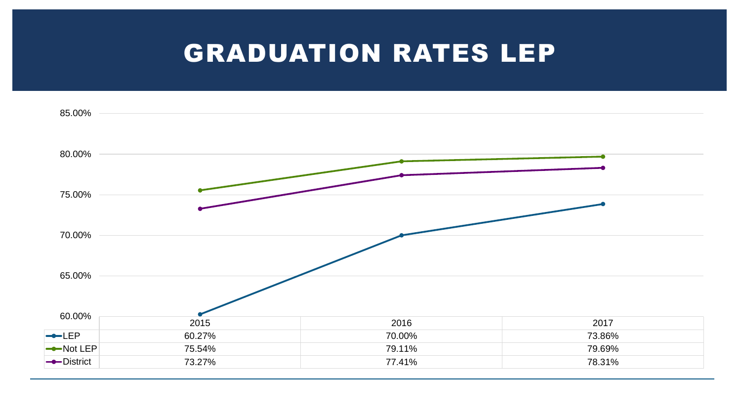# GRADUATION RATES LEP

| | 2015 | 2016 | 2017 |
|---|---|---|---|
| LEP | 60.27% | 70.00% | 73.86% |
| Not LEP | 75.54% | 79.11% | 79.69% |
| District | 73.27% | 77.41% | 78.31% |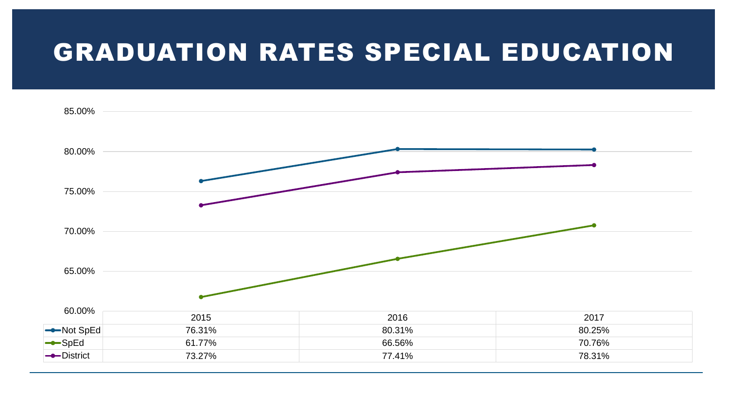# GRADUATION RATES SPECIAL EDUCATION

| | 2015 | 2016 | 2017 |
|---|---|---|---|
| Not SpEd | 76.31% | 80.31% | 80.25% |
| SpEd | 61.77% | 66.56% | 70.76% |
| District | 73.27% | 77.41% | 78.31% |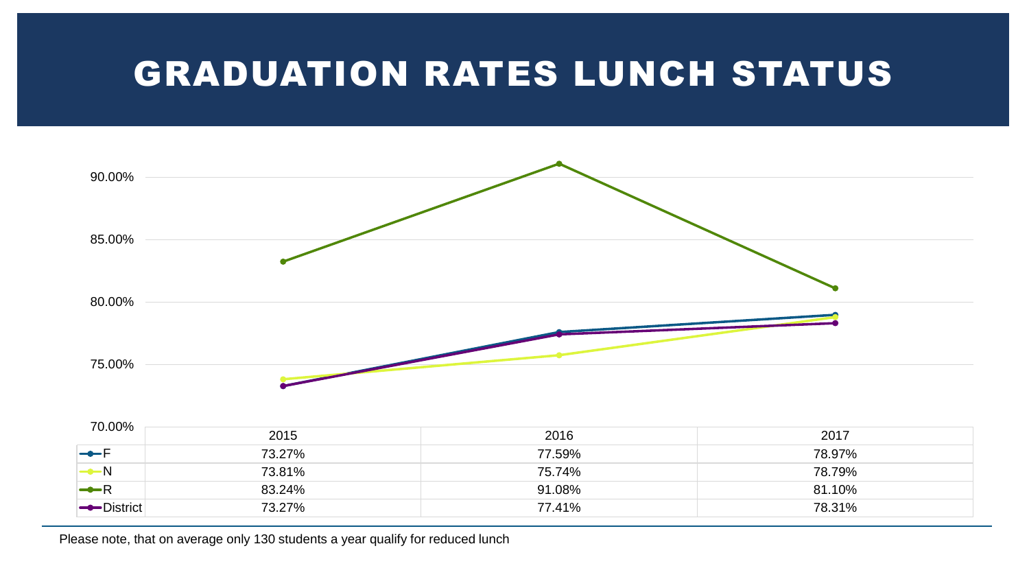# GRADUATION RATES LUNCH STATUS

| | 2015 | 2016 | 2017 |
|---|---|---|---|
| F | 73.27% | 77.59% | 78.97% |
| N | 73.81% | 75.74% | 78.79% |
| R | 83.24% | 91.08% | 81.10% |
| District | 73.27% | 77.41% | 78.31% |

Please note, that on average only 130 students a year qualify for reduced lunch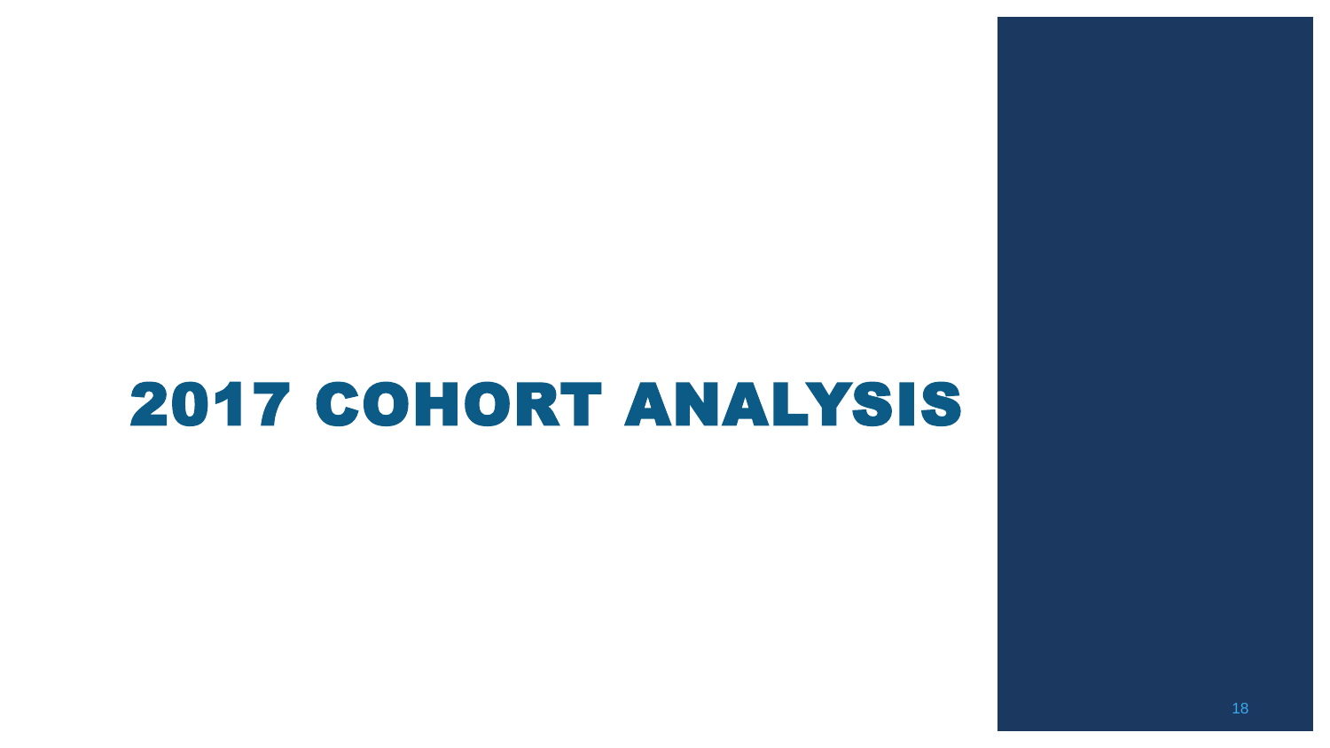# 2017 COHORT ANALYSIS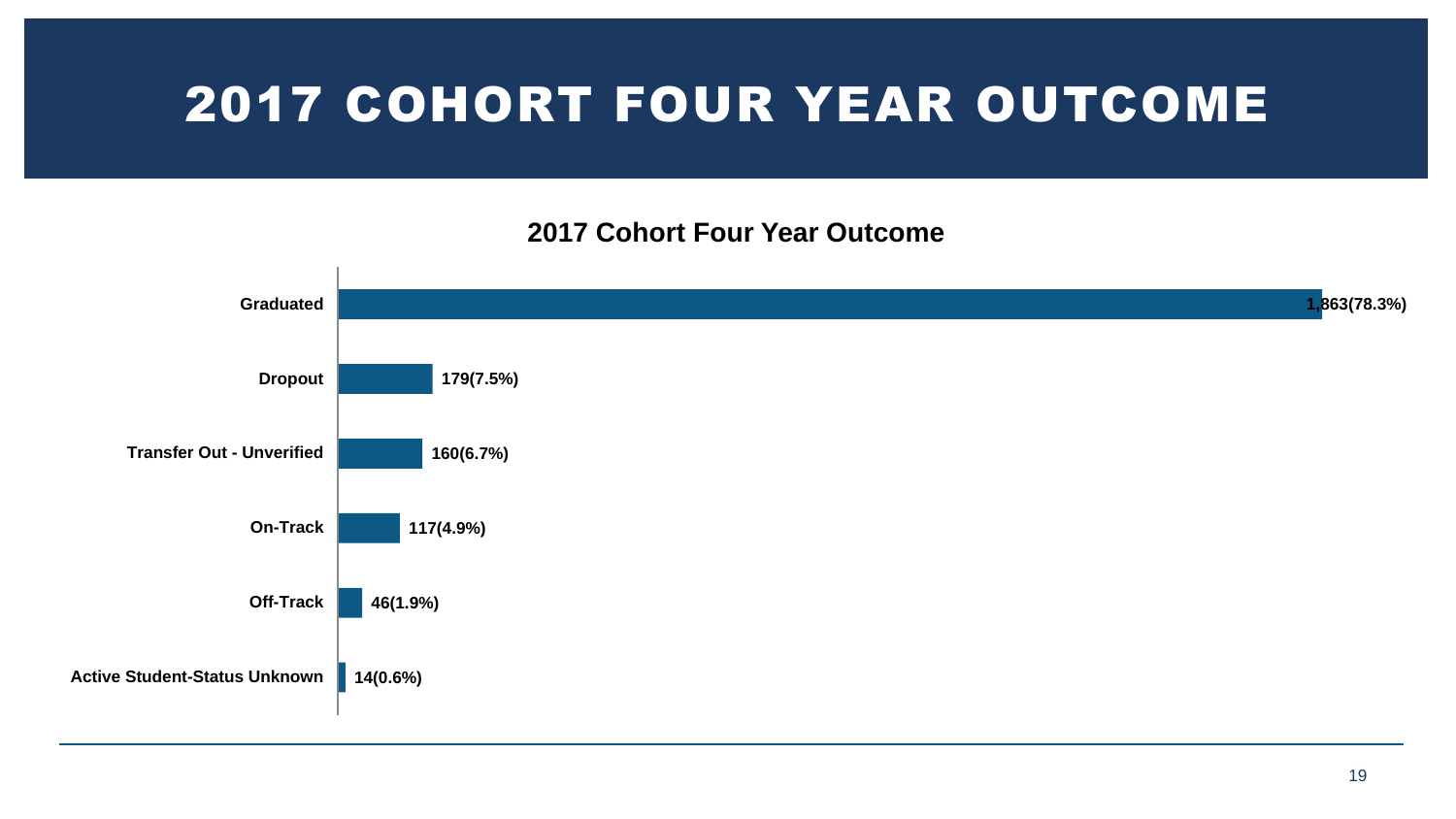# 2017 COHORT FOUR YEAR OUTCOME

**2017 Cohort Four Year Outcome**

| Outcome | Count (%) |
|---|---|
| Graduated | 1,863(78.3%) |
| Dropout | 179(7.5%) |
| Transfer Out - Unverified | 160(6.7%) |
| On-Track | 117(4.9%) |
| Off-Track | 46(1.9%) |
| Active Student-Status Unknown | 14(0.6%) |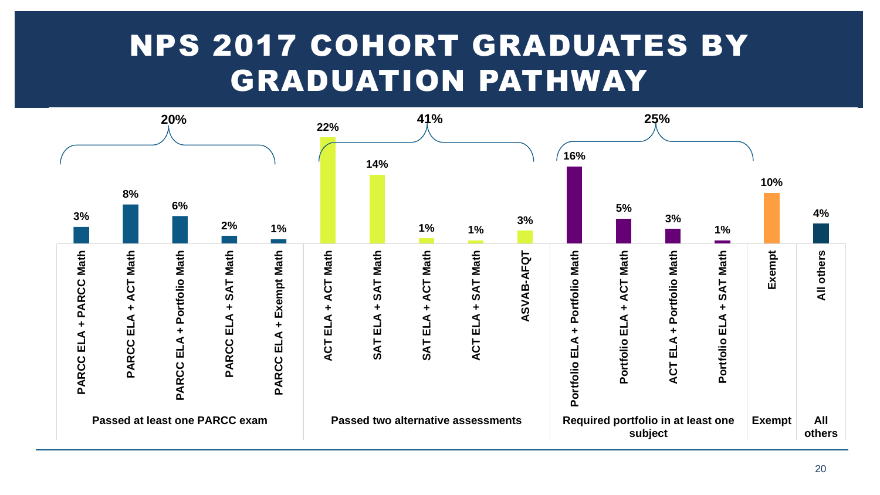# NPS 2017 COHORT GRADUATES BY GRADUATION PATHWAY

| Category | Pathway | Percent |
|---|---|---|
| Passed at least one PARCC exam (20%) | PARCC ELA + PARCC Math | 3% |
| | PARCC ELA + ACT Math | 8% |
| | PARCC ELA + Portfolio Math | 6% |
| | PARCC ELA + SAT Math | 2% |
| | PARCC ELA + Exempt Math | 1% |
| Passed two alternative assessments (41%) | ACT ELA + ACT Math | 22% |
| | SAT ELA + SAT Math | 14% |
| | SAT ELA + ACT Math | 1% |
| | ACT ELA + SAT Math | 1% |
| | ASVAB-AFQT | 3% |
| Required portfolio in at least one subject (25%) | Portfolio ELA + Portfolio Math | 16% |
| | Portfolio ELA + ACT Math | 5% |
| | ACT ELA + Portfolio Math | 3% |
| | Portfolio ELA + SAT Math | 1% |
| Exempt | Exempt | 10% |
| All others | All others | 4% |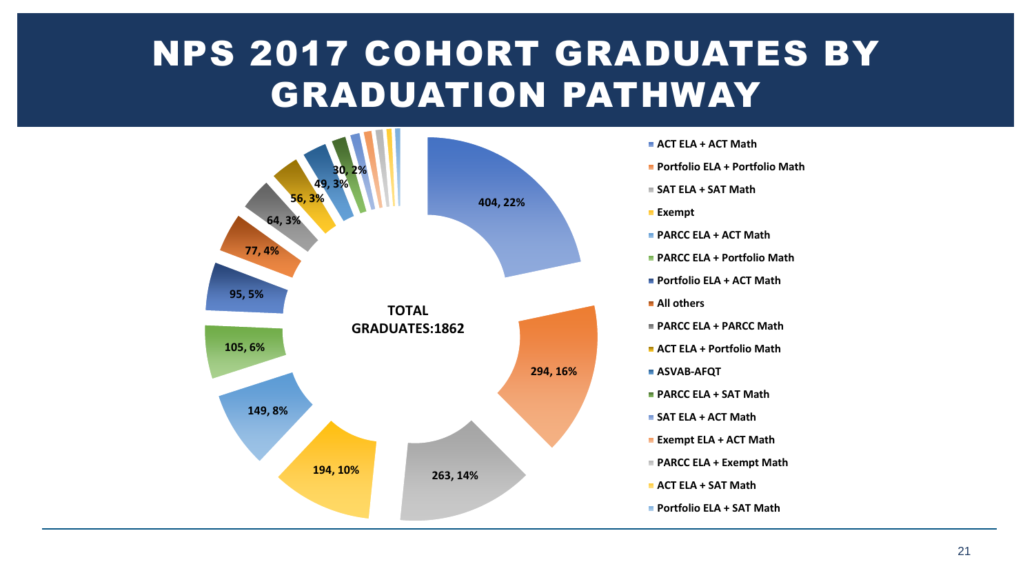# NPS 2017 COHORT GRADUATES BY GRADUATION PATHWAY

**TOTAL GRADUATES:1862**

| Graduation Pathway | Graduates, % |
|---|---|
| ACT ELA + ACT Math | 404, 22% |
| Portfolio ELA + Portfolio Math | 294, 16% |
| SAT ELA + SAT Math | 263, 14% |
| Exempt | 194, 10% |
| PARCC ELA + ACT Math | 149, 8% |
| PARCC ELA + Portfolio Math | 105, 6% |
| Portfolio ELA + ACT Math | 95, 5% |
| All others | 77, 4% |
| PARCC ELA + PARCC Math | 64, 3% |
| ACT ELA + Portfolio Math | 56, 3% |
| ASVAB-AFQT | 49, 3% |
| PARCC ELA + SAT Math | 30, 2% |
| SAT ELA + ACT Math | |
| Exempt ELA + ACT Math | |
| PARCC ELA + Exempt Math | |
| ACT ELA + SAT Math | |
| Portfolio ELA + SAT Math | |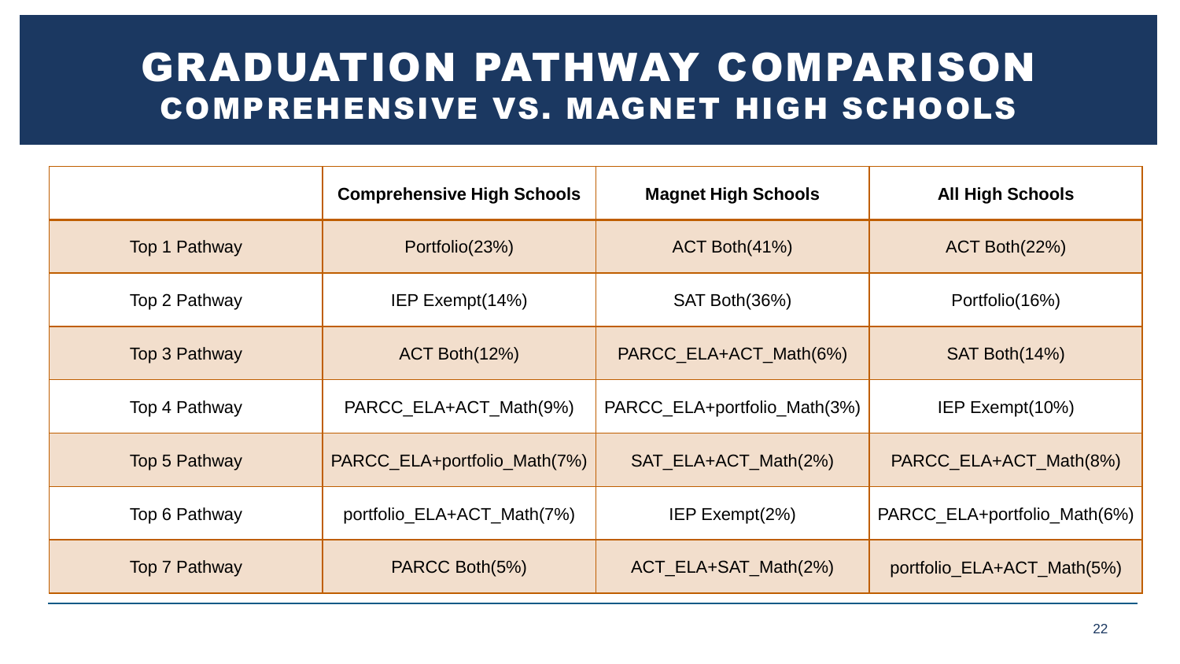# GRADUATION PATHWAY COMPARISON

## COMPREHENSIVE VS. MAGNET HIGH SCHOOLS

| | Comprehensive High Schools | Magnet High Schools | All High Schools |
|---|---|---|---|
| Top 1 Pathway | Portfolio(23%) | ACT Both(41%) | ACT Both(22%) |
| Top 2 Pathway | IEP Exempt(14%) | SAT Both(36%) | Portfolio(16%) |
| Top 3 Pathway | ACT Both(12%) | PARCC_ELA+ACT_Math(6%) | SAT Both(14%) |
| Top 4 Pathway | PARCC_ELA+ACT_Math(9%) | PARCC_ELA+portfolio_Math(3%) | IEP Exempt(10%) |
| Top 5 Pathway | PARCC_ELA+portfolio_Math(7%) | SAT_ELA+ACT_Math(2%) | PARCC_ELA+ACT_Math(8%) |
| Top 6 Pathway | portfolio_ELA+ACT_Math(7%) | IEP Exempt(2%) | PARCC_ELA+portfolio_Math(6%) |
| Top 7 Pathway | PARCC Both(5%) | ACT_ELA+SAT_Math(2%) | portfolio_ELA+ACT_Math(5%) |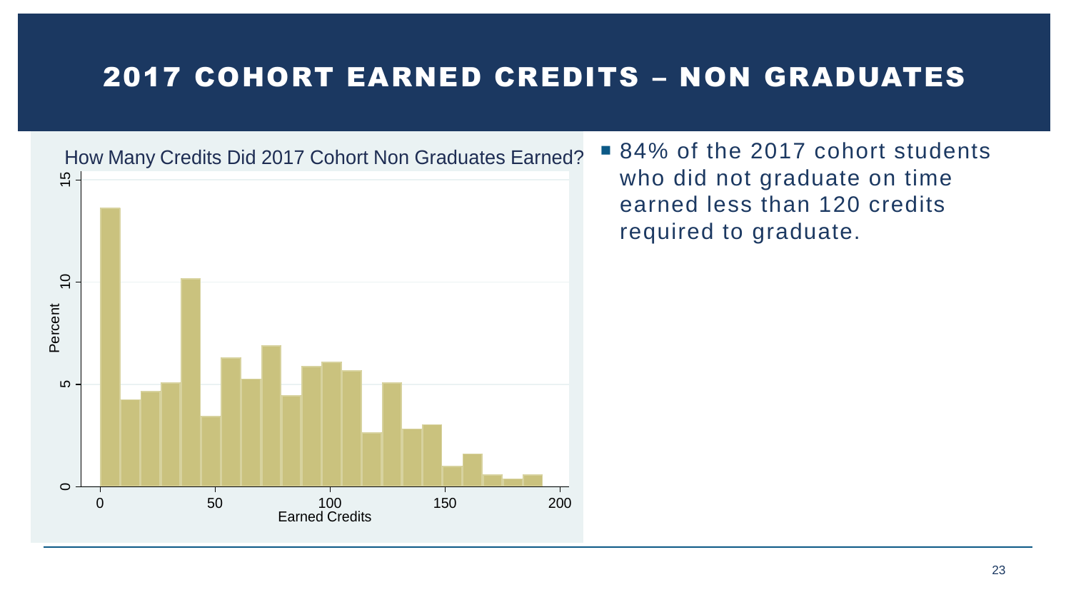# 2017 COHORT EARNED CREDITS – NON GRADUATES

How Many Credits Did 2017 Cohort Non Graduates Earned?

- 84% of the 2017 cohort students who did not graduate on time earned less than 120 credits required to graduate.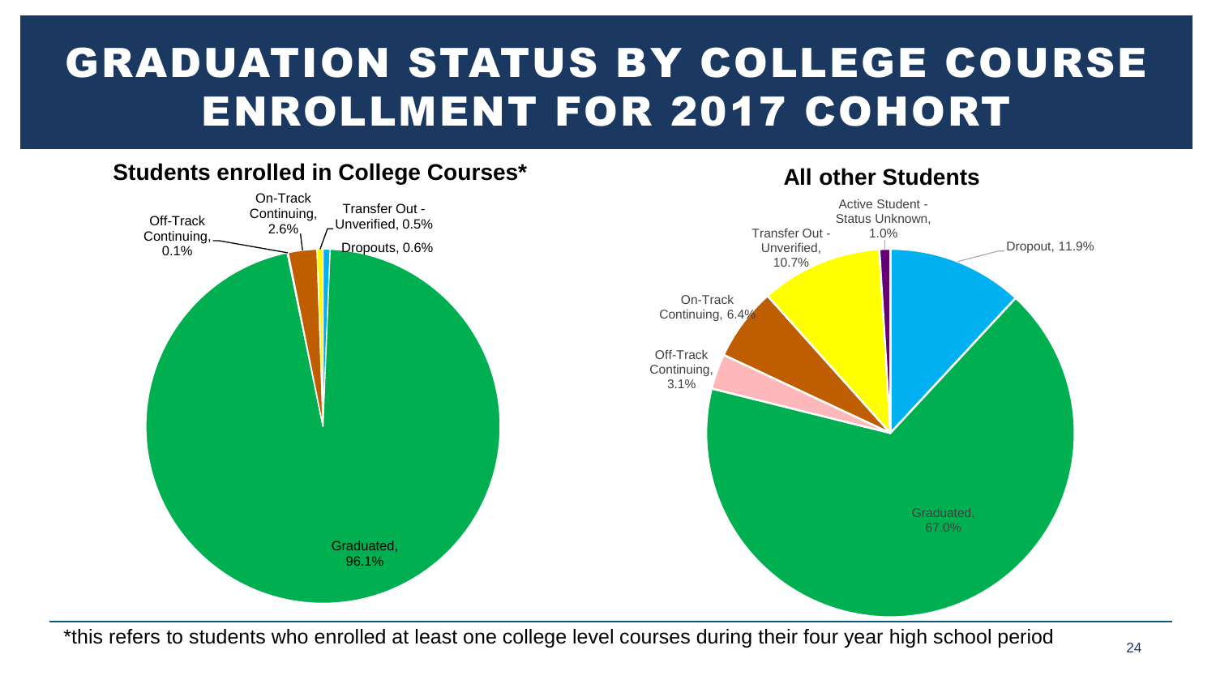# GRADUATION STATUS BY COLLEGE COURSE ENROLLMENT FOR 2017 COHORT

## Students enrolled in College Courses*

| Status | Percent |
| --- | --- |
| Graduated | 96.1% |
| On-Track Continuing | 2.6% |
| Off-Track Continuing | 0.1% |
| Transfer Out - Unverified | 0.5% |
| Dropouts | 0.6% |

## All other Students

| Status | Percent |
| --- | --- |
| Graduated | 67.0% |
| Dropout | 11.9% |
| Active Student - Status Unknown | 1.0% |
| Transfer Out - Unverified | 10.7% |
| On-Track Continuing | 6.4% |
| Off-Track Continuing | 3.1% |

*this refers to students who enrolled at least one college level courses during their four year high school period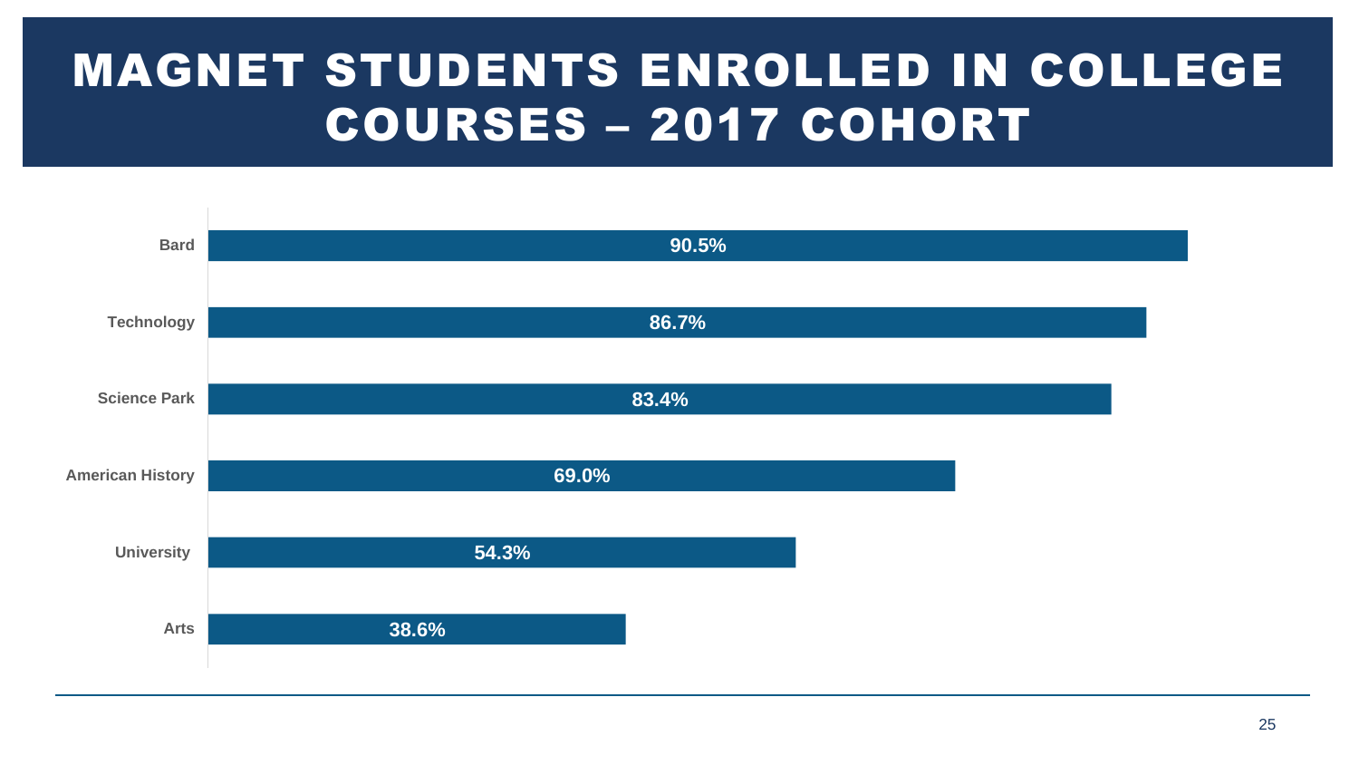# MAGNET STUDENTS ENROLLED IN COLLEGE COURSES – 2017 COHORT

| School | Percent |
|---|---|
| Bard | 90.5% |
| Technology | 86.7% |
| Science Park | 83.4% |
| American History | 69.0% |
| University | 54.3% |
| Arts | 38.6% |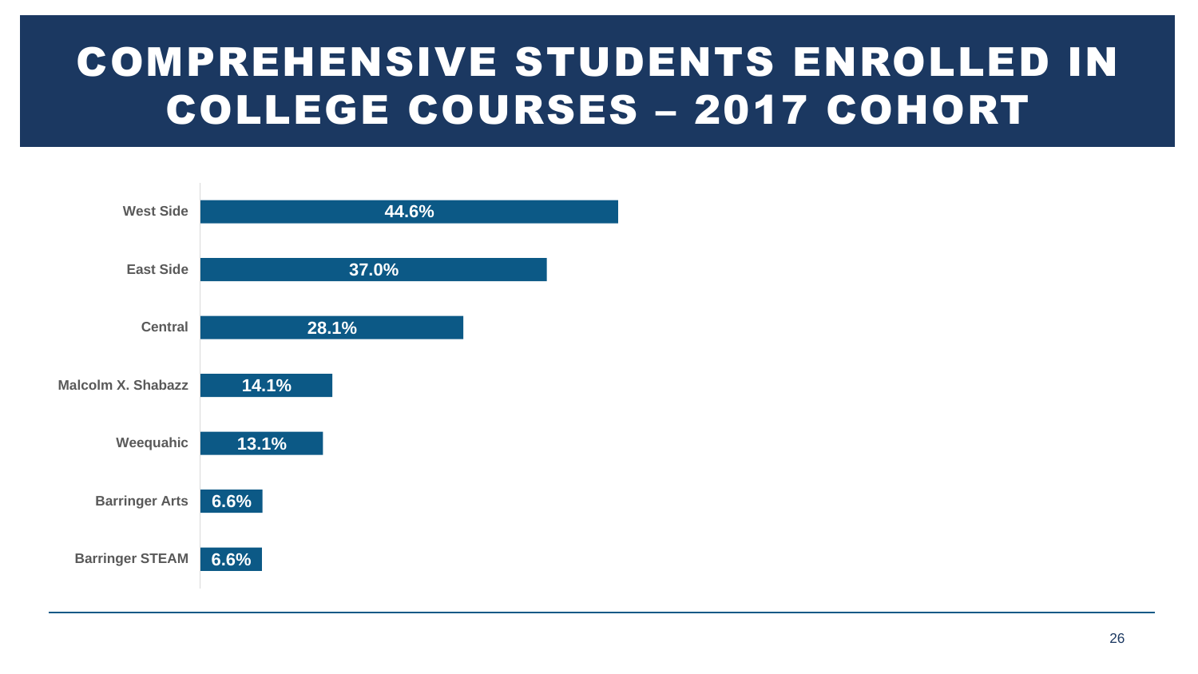# COMPREHENSIVE STUDENTS ENROLLED IN COLLEGE COURSES – 2017 COHORT

West Side 44.6%

East Side 37.0%

Central 28.1%

Malcolm X. Shabazz 14.1%

Weequahic 13.1%

Barringer Arts 6.6%

Barringer STEAM 6.6%